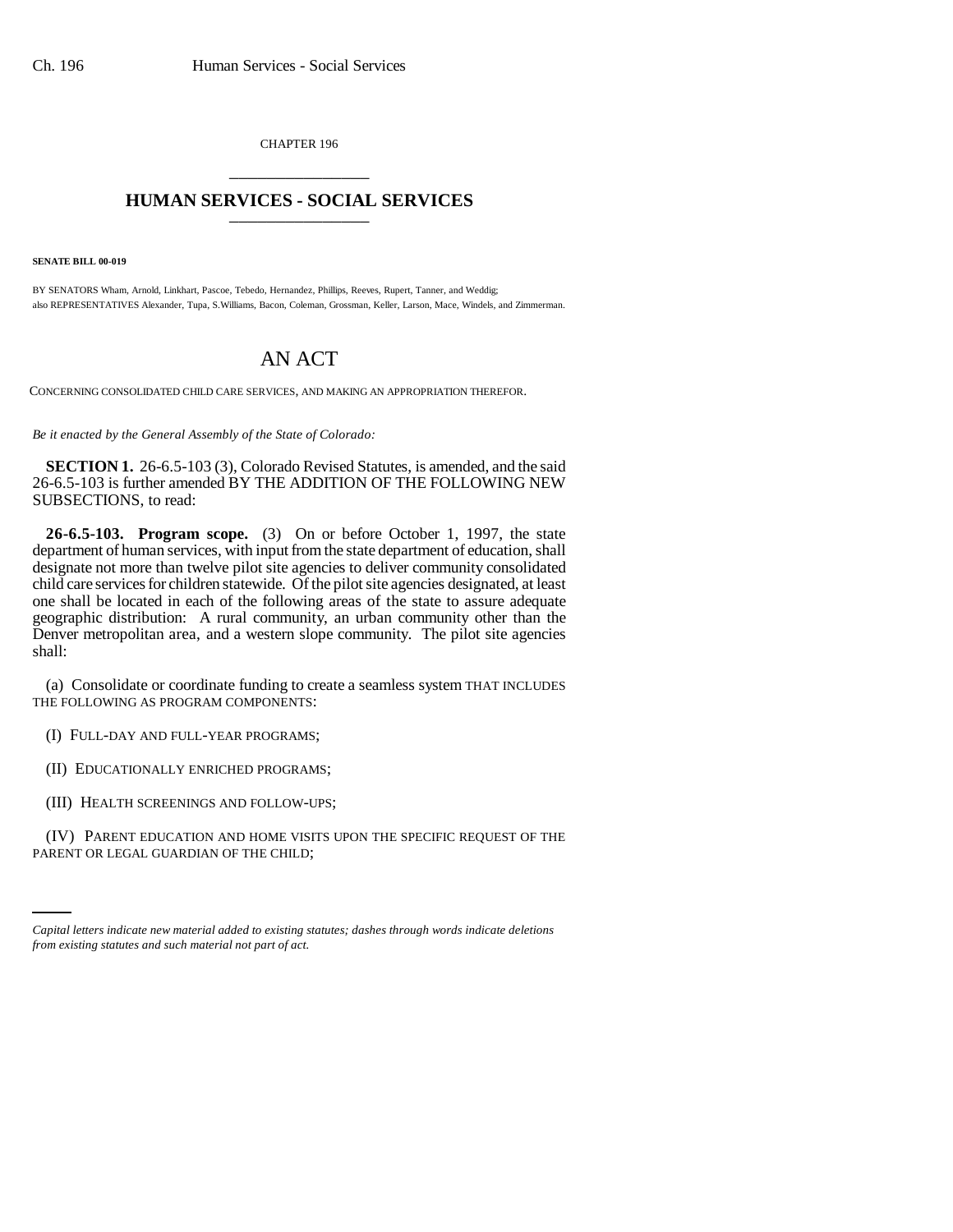CHAPTER 196

# HUMAN SERVICES - SOCIAL SERVICES

**SENATE BILL 00-019**

BY SENATORS Wham, Arnold, Linkhart, Pascoe, Tebedo, Hernandez, Phillips, Reeves, Rupert, Tanner, and Weddig;
also REPRESENTATIVES Alexander, Tupa, S.Williams, Bacon, Coleman, Grossman, Keller, Larson, Mace, Windels, and Zimmerman.

# AN ACT

CONCERNING CONSOLIDATED CHILD CARE SERVICES, AND MAKING AN APPROPRIATION THEREFOR.

*Be it enacted by the General Assembly of the State of Colorado:*

**SECTION 1.** 26-6.5-103 (3), Colorado Revised Statutes, is amended, and the said 26-6.5-103 is further amended BY THE ADDITION OF THE FOLLOWING NEW SUBSECTIONS, to read:

**26-6.5-103. Program scope.** (3) On or before October 1, 1997, the state department of human services, with input from the state department of education, shall designate not more than twelve pilot site agencies to deliver community consolidated child care services for children statewide. Of the pilot site agencies designated, at least one shall be located in each of the following areas of the state to assure adequate geographic distribution: A rural community, an urban community other than the Denver metropolitan area, and a western slope community. The pilot site agencies shall:

(a) Consolidate or coordinate funding to create a seamless system THAT INCLUDES THE FOLLOWING AS PROGRAM COMPONENTS:

(I) FULL-DAY AND FULL-YEAR PROGRAMS;

(II) EDUCATIONALLY ENRICHED PROGRAMS;

(III) HEALTH SCREENINGS AND FOLLOW-UPS;

(IV) PARENT EDUCATION AND HOME VISITS UPON THE SPECIFIC REQUEST OF THE PARENT OR LEGAL GUARDIAN OF THE CHILD;

*Capital letters indicate new material added to existing statutes; dashes through words indicate deletions from existing statutes and such material not part of act.*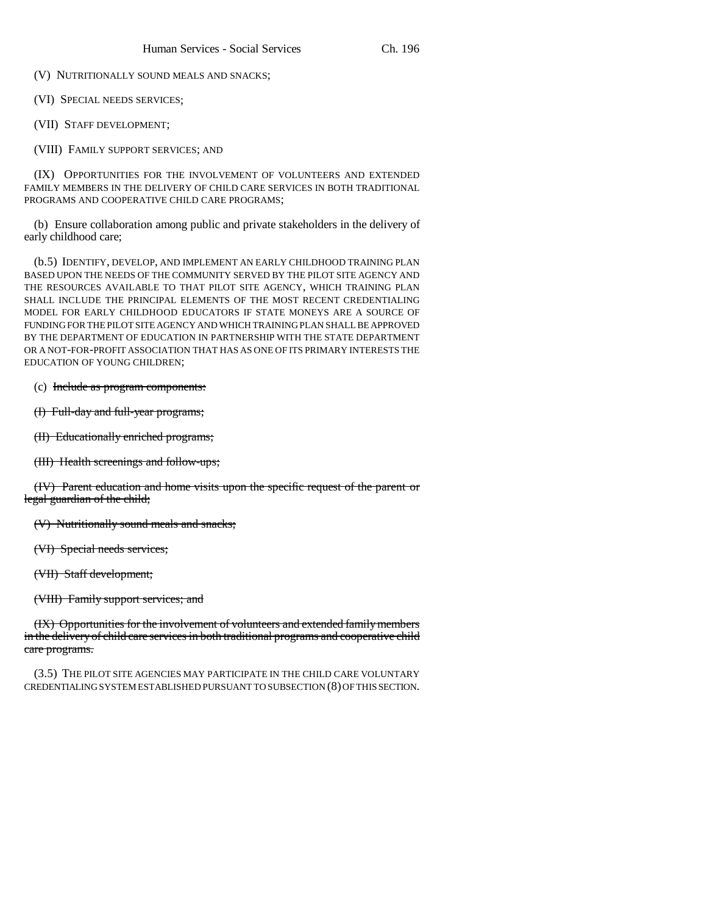(V) NUTRITIONALLY SOUND MEALS AND SNACKS;

(VI) SPECIAL NEEDS SERVICES;

(VII) STAFF DEVELOPMENT;

(VIII) FAMILY SUPPORT SERVICES; AND

(IX) OPPORTUNITIES FOR THE INVOLVEMENT OF VOLUNTEERS AND EXTENDED FAMILY MEMBERS IN THE DELIVERY OF CHILD CARE SERVICES IN BOTH TRADITIONAL PROGRAMS AND COOPERATIVE CHILD CARE PROGRAMS;

(b) Ensure collaboration among public and private stakeholders in the delivery of early childhood care;

(b.5) IDENTIFY, DEVELOP, AND IMPLEMENT AN EARLY CHILDHOOD TRAINING PLAN BASED UPON THE NEEDS OF THE COMMUNITY SERVED BY THE PILOT SITE AGENCY AND THE RESOURCES AVAILABLE TO THAT PILOT SITE AGENCY, WHICH TRAINING PLAN SHALL INCLUDE THE PRINCIPAL ELEMENTS OF THE MOST RECENT CREDENTIALING MODEL FOR EARLY CHILDHOOD EDUCATORS IF STATE MONEYS ARE A SOURCE OF FUNDING FOR THE PILOT SITE AGENCY AND WHICH TRAINING PLAN SHALL BE APPROVED BY THE DEPARTMENT OF EDUCATION IN PARTNERSHIP WITH THE STATE DEPARTMENT OR A NOT-FOR-PROFIT ASSOCIATION THAT HAS AS ONE OF ITS PRIMARY INTERESTS THE EDUCATION OF YOUNG CHILDREN;

(c) ~~Include as program components:~~

~~(I) Full-day and full-year programs;~~

~~(II) Educationally enriched programs;~~

~~(III) Health screenings and follow-ups;~~

~~(IV) Parent education and home visits upon the specific request of the parent or legal guardian of the child;~~

~~(V) Nutritionally sound meals and snacks;~~

~~(VI) Special needs services;~~

~~(VII) Staff development;~~

~~(VIII) Family support services; and~~

~~(IX) Opportunities for the involvement of volunteers and extended family members in the delivery of child care services in both traditional programs and cooperative child care programs.~~

(3.5) THE PILOT SITE AGENCIES MAY PARTICIPATE IN THE CHILD CARE VOLUNTARY CREDENTIALING SYSTEM ESTABLISHED PURSUANT TO SUBSECTION (8) OF THIS SECTION.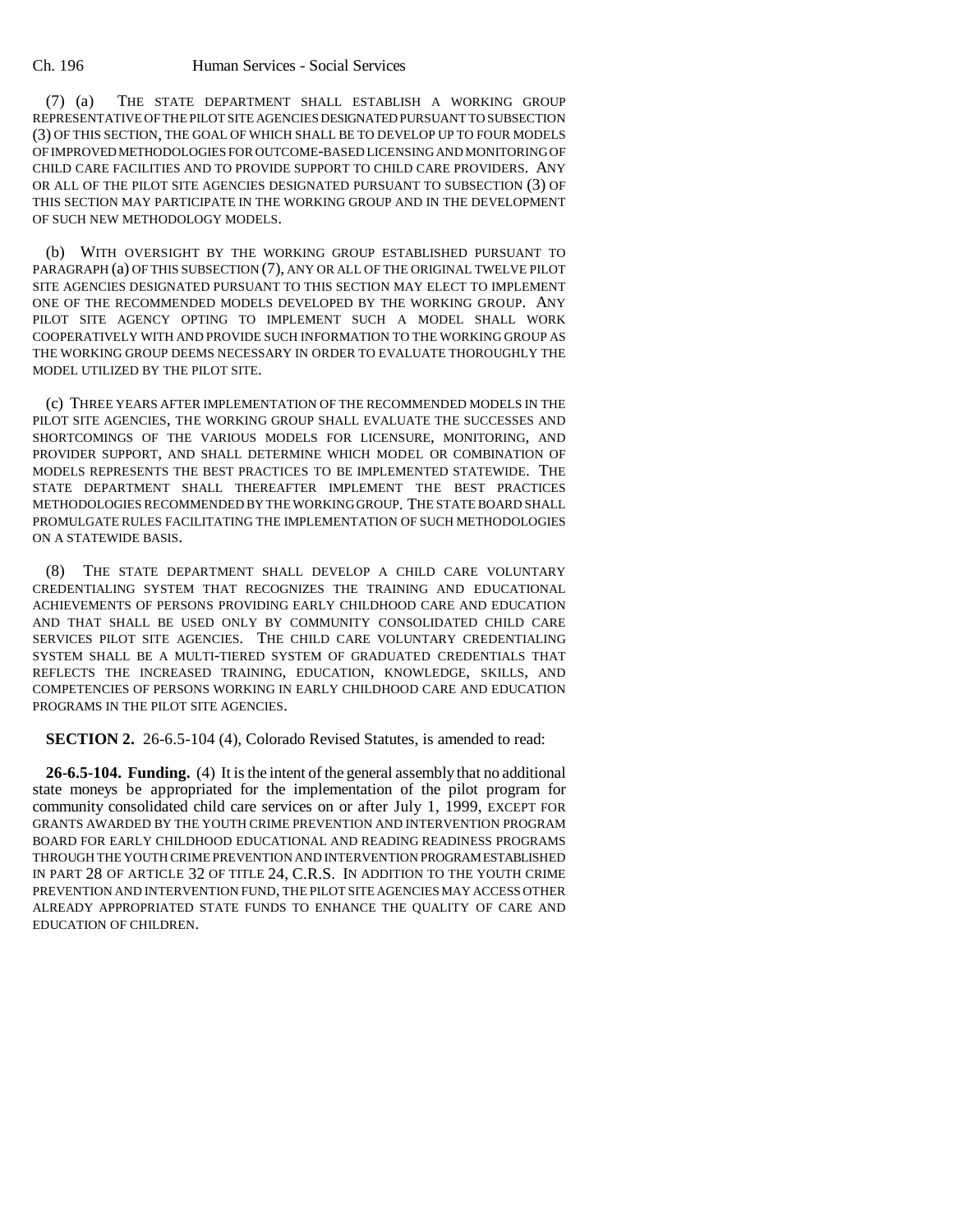(7) (a) THE STATE DEPARTMENT SHALL ESTABLISH A WORKING GROUP REPRESENTATIVE OF THE PILOT SITE AGENCIES DESIGNATED PURSUANT TO SUBSECTION (3) OF THIS SECTION, THE GOAL OF WHICH SHALL BE TO DEVELOP UP TO FOUR MODELS OF IMPROVED METHODOLOGIES FOR OUTCOME-BASED LICENSING AND MONITORING OF CHILD CARE FACILITIES AND TO PROVIDE SUPPORT TO CHILD CARE PROVIDERS. ANY OR ALL OF THE PILOT SITE AGENCIES DESIGNATED PURSUANT TO SUBSECTION (3) OF THIS SECTION MAY PARTICIPATE IN THE WORKING GROUP AND IN THE DEVELOPMENT OF SUCH NEW METHODOLOGY MODELS.

(b) WITH OVERSIGHT BY THE WORKING GROUP ESTABLISHED PURSUANT TO PARAGRAPH (a) OF THIS SUBSECTION (7), ANY OR ALL OF THE ORIGINAL TWELVE PILOT SITE AGENCIES DESIGNATED PURSUANT TO THIS SECTION MAY ELECT TO IMPLEMENT ONE OF THE RECOMMENDED MODELS DEVELOPED BY THE WORKING GROUP. ANY PILOT SITE AGENCY OPTING TO IMPLEMENT SUCH A MODEL SHALL WORK COOPERATIVELY WITH AND PROVIDE SUCH INFORMATION TO THE WORKING GROUP AS THE WORKING GROUP DEEMS NECESSARY IN ORDER TO EVALUATE THOROUGHLY THE MODEL UTILIZED BY THE PILOT SITE.

(c) THREE YEARS AFTER IMPLEMENTATION OF THE RECOMMENDED MODELS IN THE PILOT SITE AGENCIES, THE WORKING GROUP SHALL EVALUATE THE SUCCESSES AND SHORTCOMINGS OF THE VARIOUS MODELS FOR LICENSURE, MONITORING, AND PROVIDER SUPPORT, AND SHALL DETERMINE WHICH MODEL OR COMBINATION OF MODELS REPRESENTS THE BEST PRACTICES TO BE IMPLEMENTED STATEWIDE. THE STATE DEPARTMENT SHALL THEREAFTER IMPLEMENT THE BEST PRACTICES METHODOLOGIES RECOMMENDED BY THE WORKING GROUP. THE STATE BOARD SHALL PROMULGATE RULES FACILITATING THE IMPLEMENTATION OF SUCH METHODOLOGIES ON A STATEWIDE BASIS.

(8) THE STATE DEPARTMENT SHALL DEVELOP A CHILD CARE VOLUNTARY CREDENTIALING SYSTEM THAT RECOGNIZES THE TRAINING AND EDUCATIONAL ACHIEVEMENTS OF PERSONS PROVIDING EARLY CHILDHOOD CARE AND EDUCATION AND THAT SHALL BE USED ONLY BY COMMUNITY CONSOLIDATED CHILD CARE SERVICES PILOT SITE AGENCIES. THE CHILD CARE VOLUNTARY CREDENTIALING SYSTEM SHALL BE A MULTI-TIERED SYSTEM OF GRADUATED CREDENTIALS THAT REFLECTS THE INCREASED TRAINING, EDUCATION, KNOWLEDGE, SKILLS, AND COMPETENCIES OF PERSONS WORKING IN EARLY CHILDHOOD CARE AND EDUCATION PROGRAMS IN THE PILOT SITE AGENCIES.

**SECTION 2.** 26-6.5-104 (4), Colorado Revised Statutes, is amended to read:

**26-6.5-104. Funding.** (4) It is the intent of the general assembly that no additional state moneys be appropriated for the implementation of the pilot program for community consolidated child care services on or after July 1, 1999, EXCEPT FOR GRANTS AWARDED BY THE YOUTH CRIME PREVENTION AND INTERVENTION PROGRAM BOARD FOR EARLY CHILDHOOD EDUCATIONAL AND READING READINESS PROGRAMS THROUGH THE YOUTH CRIME PREVENTION AND INTERVENTION PROGRAM ESTABLISHED IN PART 28 OF ARTICLE 32 OF TITLE 24, C.R.S. IN ADDITION TO THE YOUTH CRIME PREVENTION AND INTERVENTION FUND, THE PILOT SITE AGENCIES MAY ACCESS OTHER ALREADY APPROPRIATED STATE FUNDS TO ENHANCE THE QUALITY OF CARE AND EDUCATION OF CHILDREN.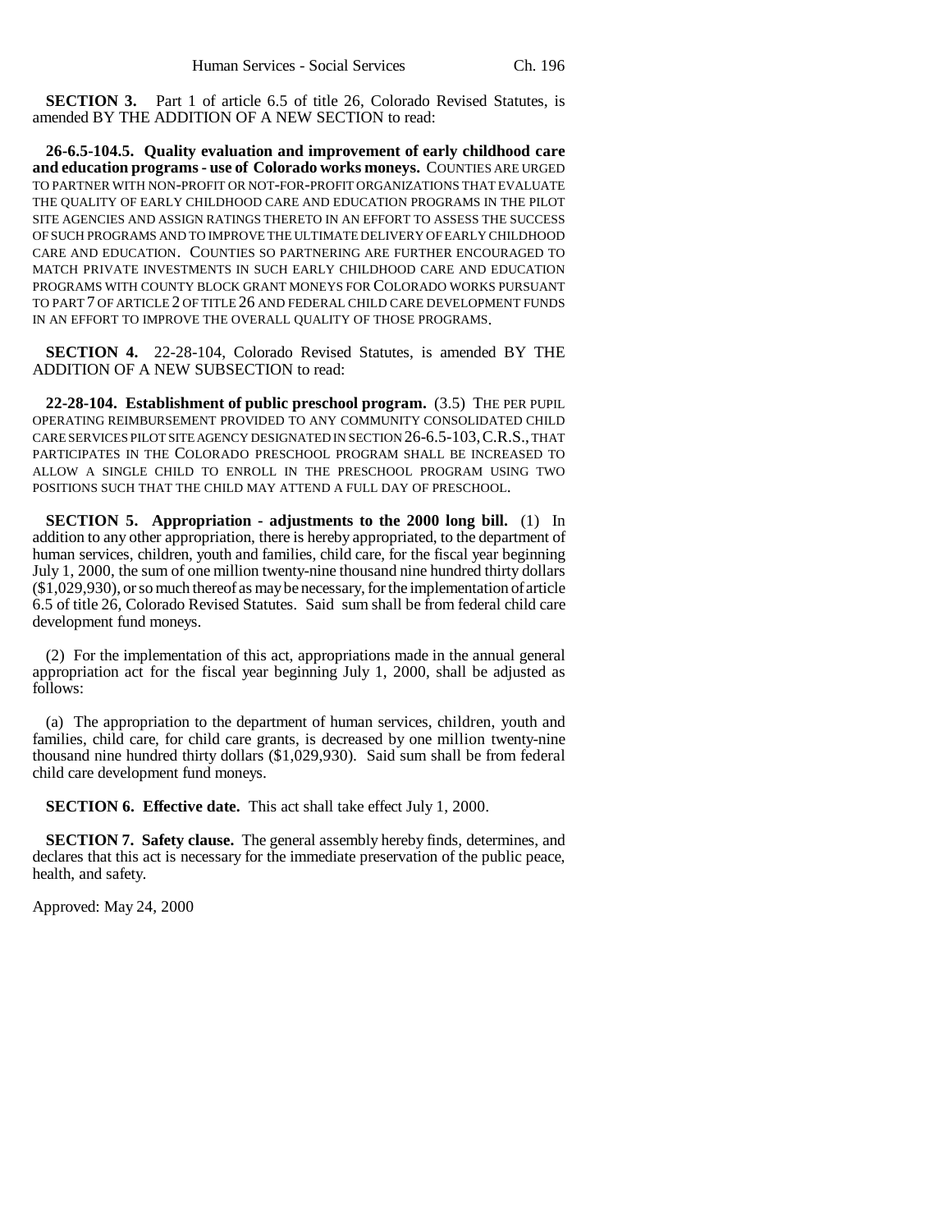**SECTION 3.** Part 1 of article 6.5 of title 26, Colorado Revised Statutes, is amended BY THE ADDITION OF A NEW SECTION to read:

**26-6.5-104.5. Quality evaluation and improvement of early childhood care and education programs - use of Colorado works moneys.** COUNTIES ARE URGED TO PARTNER WITH NON-PROFIT OR NOT-FOR-PROFIT ORGANIZATIONS THAT EVALUATE THE QUALITY OF EARLY CHILDHOOD CARE AND EDUCATION PROGRAMS IN THE PILOT SITE AGENCIES AND ASSIGN RATINGS THERETO IN AN EFFORT TO ASSESS THE SUCCESS OF SUCH PROGRAMS AND TO IMPROVE THE ULTIMATE DELIVERY OF EARLY CHILDHOOD CARE AND EDUCATION. COUNTIES SO PARTNERING ARE FURTHER ENCOURAGED TO MATCH PRIVATE INVESTMENTS IN SUCH EARLY CHILDHOOD CARE AND EDUCATION PROGRAMS WITH COUNTY BLOCK GRANT MONEYS FOR COLORADO WORKS PURSUANT TO PART 7 OF ARTICLE 2 OF TITLE 26 AND FEDERAL CHILD CARE DEVELOPMENT FUNDS IN AN EFFORT TO IMPROVE THE OVERALL QUALITY OF THOSE PROGRAMS.

**SECTION 4.** 22-28-104, Colorado Revised Statutes, is amended BY THE ADDITION OF A NEW SUBSECTION to read:

**22-28-104. Establishment of public preschool program.** (3.5) THE PER PUPIL OPERATING REIMBURSEMENT PROVIDED TO ANY COMMUNITY CONSOLIDATED CHILD CARE SERVICES PILOT SITE AGENCY DESIGNATED IN SECTION 26-6.5-103, C.R.S., THAT PARTICIPATES IN THE COLORADO PRESCHOOL PROGRAM SHALL BE INCREASED TO ALLOW A SINGLE CHILD TO ENROLL IN THE PRESCHOOL PROGRAM USING TWO POSITIONS SUCH THAT THE CHILD MAY ATTEND A FULL DAY OF PRESCHOOL.

**SECTION 5. Appropriation - adjustments to the 2000 long bill.** (1) In addition to any other appropriation, there is hereby appropriated, to the department of human services, children, youth and families, child care, for the fiscal year beginning July 1, 2000, the sum of one million twenty-nine thousand nine hundred thirty dollars ($1,029,930), or so much thereof as may be necessary, for the implementation of article 6.5 of title 26, Colorado Revised Statutes. Said sum shall be from federal child care development fund moneys.

(2) For the implementation of this act, appropriations made in the annual general appropriation act for the fiscal year beginning July 1, 2000, shall be adjusted as follows:

(a) The appropriation to the department of human services, children, youth and families, child care, for child care grants, is decreased by one million twenty-nine thousand nine hundred thirty dollars ($1,029,930). Said sum shall be from federal child care development fund moneys.

**SECTION 6. Effective date.** This act shall take effect July 1, 2000.

**SECTION 7. Safety clause.** The general assembly hereby finds, determines, and declares that this act is necessary for the immediate preservation of the public peace, health, and safety.

Approved: May 24, 2000